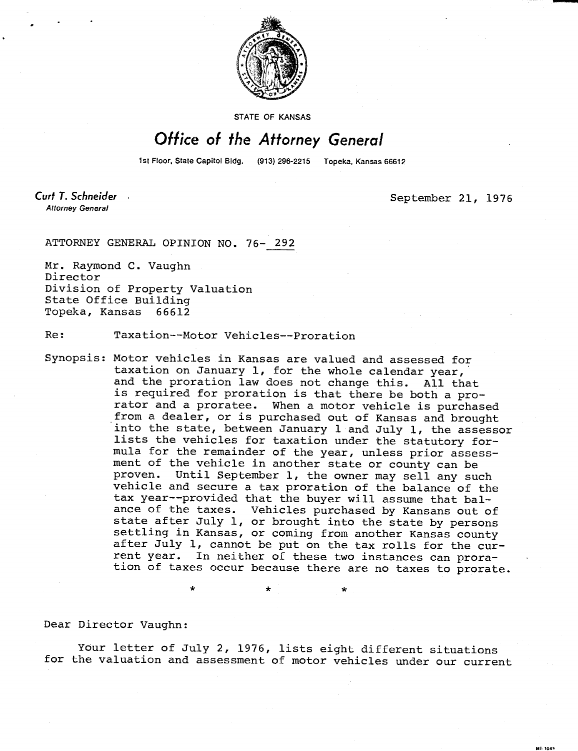STATE OF KANSAS

# Office of the Attorney General

1st Floor, State Capitol Bldg. (913) 296-2215 Topeka, Kansas 66612

*Curt T. Schneider*
Attorney General

September 21, 1976

ATTORNEY GENERAL OPINION NO. 76- 292

Mr. Raymond C. Vaughn
Director
Division of Property Valuation
State Office Building
Topeka, Kansas 66612

Re: Taxation--Motor Vehicles--Proration

Synopsis: Motor vehicles in Kansas are valued and assessed for taxation on January 1, for the whole calendar year, and the proration law does not change this. All that is required for proration is that there be both a prorator and a proratee. When a motor vehicle is purchased from a dealer, or is purchased out of Kansas and brought into the state, between January 1 and July 1, the assessor lists the vehicles for taxation under the statutory formula for the remainder of the year, unless prior assessment of the vehicle in another state or county can be proven. Until September 1, the owner may sell any such vehicle and secure a tax proration of the balance of the tax year--provided that the buyer will assume that balance of the taxes. Vehicles purchased by Kansans out of state after July 1, or brought into the state by persons settling in Kansas, or coming from another Kansas county after July 1, cannot be put on the tax rolls for the current year. In neither of these two instances can proration of taxes occur because there are no taxes to prorate.

\* \* \*

Dear Director Vaughn:

Your letter of July 2, 1976, lists eight different situations for the valuation and assessment of motor vehicles under our current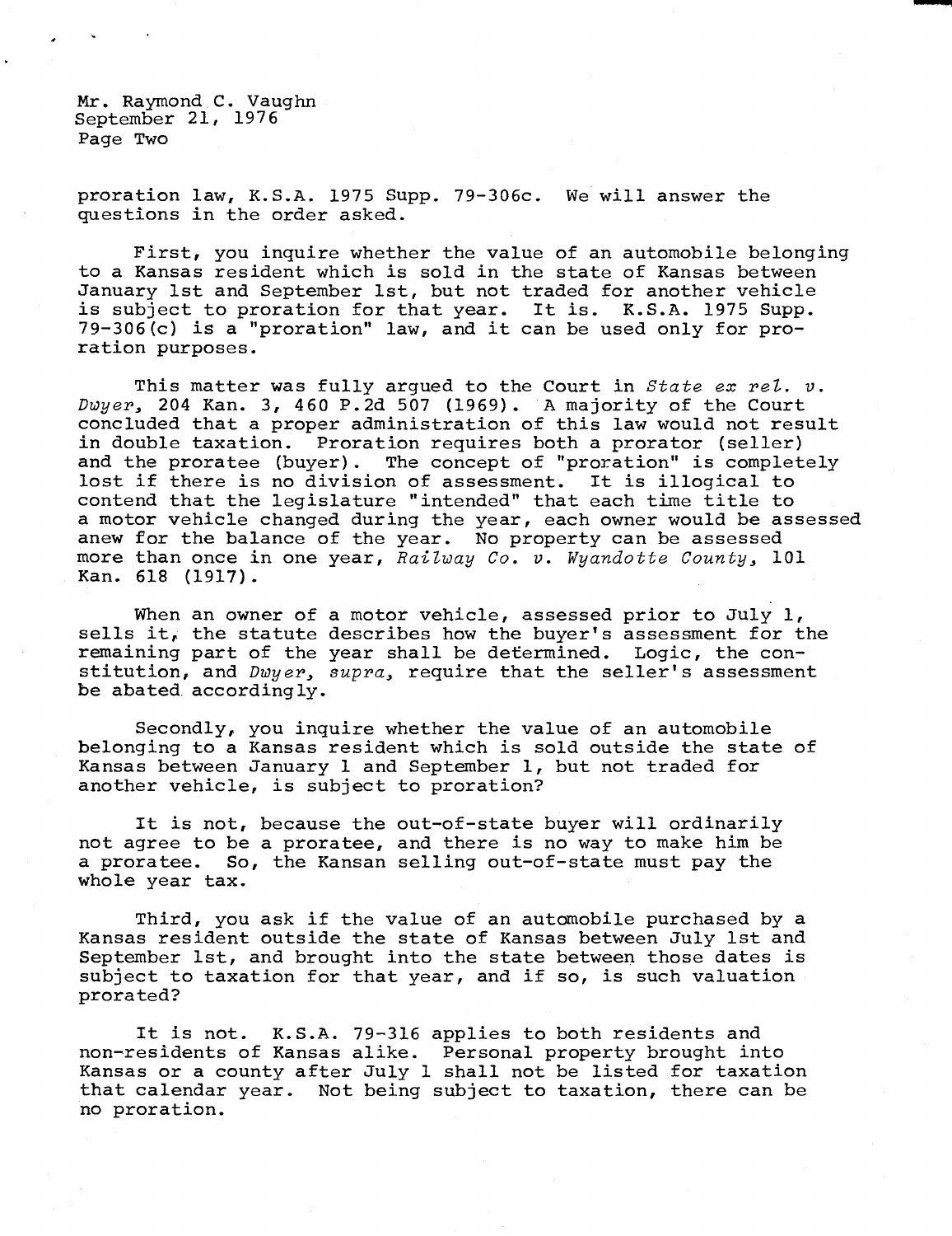proration law, K.S.A. 1975 Supp. 79-306c. We will answer the questions in the order asked.

First, you inquire whether the value of an automobile belonging to a Kansas resident which is sold in the state of Kansas between January 1st and September 1st, but not traded for another vehicle is subject to proration for that year. It is. K.S.A. 1975 Supp. 79-306(c) is a "proration" law, and it can be used only for proration purposes.

This matter was fully argued to the Court in *State ex rel. v. Dwyer*, 204 Kan. 3, 460 P.2d 507 (1969). A majority of the Court concluded that a proper administration of this law would not result in double taxation. Proration requires both a prorator (seller) and the proratee (buyer). The concept of "proration" is completely lost if there is no division of assessment. It is illogical to contend that the legislature "intended" that each time title to a motor vehicle changed during the year, each owner would be assessed anew for the balance of the year. No property can be assessed more than once in one year, *Railway Co. v. Wyandotte County*, 101 Kan. 618 (1917).

When an owner of a motor vehicle, assessed prior to July 1, sells it, the statute describes how the buyer's assessment for the remaining part of the year shall be determined. Logic, the constitution, and *Dwyer, supra*, require that the seller's assessment be abated accordingly.

Secondly, you inquire whether the value of an automobile belonging to a Kansas resident which is sold outside the state of Kansas between January 1 and September 1, but not traded for another vehicle, is subject to proration?

It is not, because the out-of-state buyer will ordinarily not agree to be a proratee, and there is no way to make him be a proratee. So, the Kansan selling out-of-state must pay the whole year tax.

Third, you ask if the value of an automobile purchased by a Kansas resident outside the state of Kansas between July 1st and September 1st, and brought into the state between those dates is subject to taxation for that year, and if so, is such valuation prorated?

It is not. K.S.A. 79-316 applies to both residents and non-residents of Kansas alike. Personal property brought into Kansas or a county after July 1 shall not be listed for taxation that calendar year. Not being subject to taxation, there can be no proration.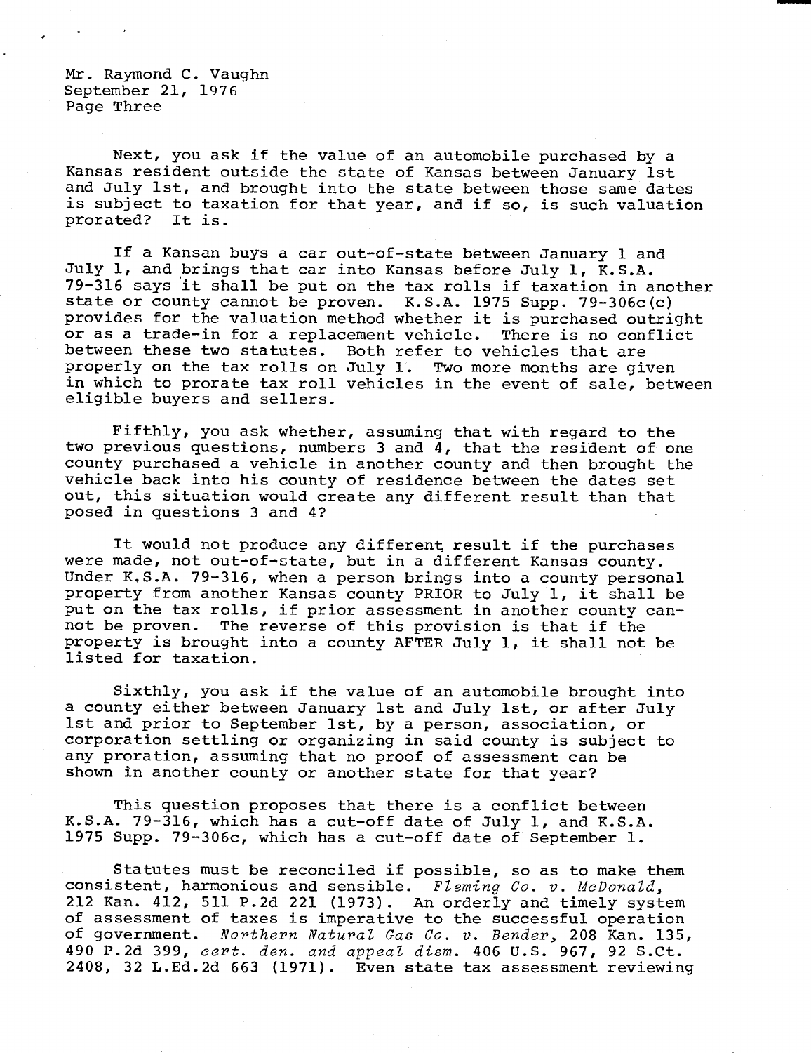Next, you ask if the value of an automobile purchased by a Kansas resident outside the state of Kansas between January 1st and July 1st, and brought into the state between those same dates is subject to taxation for that year, and if so, is such valuation prorated? It is.

If a Kansan buys a car out-of-state between January 1 and July 1, and brings that car into Kansas before July 1, K.S.A. 79-316 says it shall be put on the tax rolls if taxation in another state or county cannot be proven. K.S.A. 1975 Supp. 79-306c(c) provides for the valuation method whether it is purchased outright or as a trade-in for a replacement vehicle. There is no conflict between these two statutes. Both refer to vehicles that are properly on the tax rolls on July 1. Two more months are given in which to prorate tax roll vehicles in the event of sale, between eligible buyers and sellers.

Fifthly, you ask whether, assuming that with regard to the two previous questions, numbers 3 and 4, that the resident of one county purchased a vehicle in another county and then brought the vehicle back into his county of residence between the dates set out, this situation would create any different result than that posed in questions 3 and 4?

It would not produce any different result if the purchases were made, not out-of-state, but in a different Kansas county. Under K.S.A. 79-316, when a person brings into a county personal property from another Kansas county PRIOR to July 1, it shall be put on the tax rolls, if prior assessment in another county cannot be proven. The reverse of this provision is that if the property is brought into a county AFTER July 1, it shall not be listed for taxation.

Sixthly, you ask if the value of an automobile brought into a county either between January 1st and July 1st, or after July 1st and prior to September 1st, by a person, association, or corporation settling or organizing in said county is subject to any proration, assuming that no proof of assessment can be shown in another county or another state for that year?

This question proposes that there is a conflict between K.S.A. 79-316, which has a cut-off date of July 1, and K.S.A. 1975 Supp. 79-306c, which has a cut-off date of September 1.

Statutes must be reconciled if possible, so as to make them consistent, harmonious and sensible. *Fleming Co. v. McDonald*, 212 Kan. 412, 511 P.2d 221 (1973). An orderly and timely system of assessment of taxes is imperative to the successful operation of government. *Northern Natural Gas Co. v. Bender*, 208 Kan. 135, 490 P.2d 399, *cert. den. and appeal dism.* 406 U.S. 967, 92 S.Ct. 2408, 32 L.Ed.2d 663 (1971). Even state tax assessment reviewing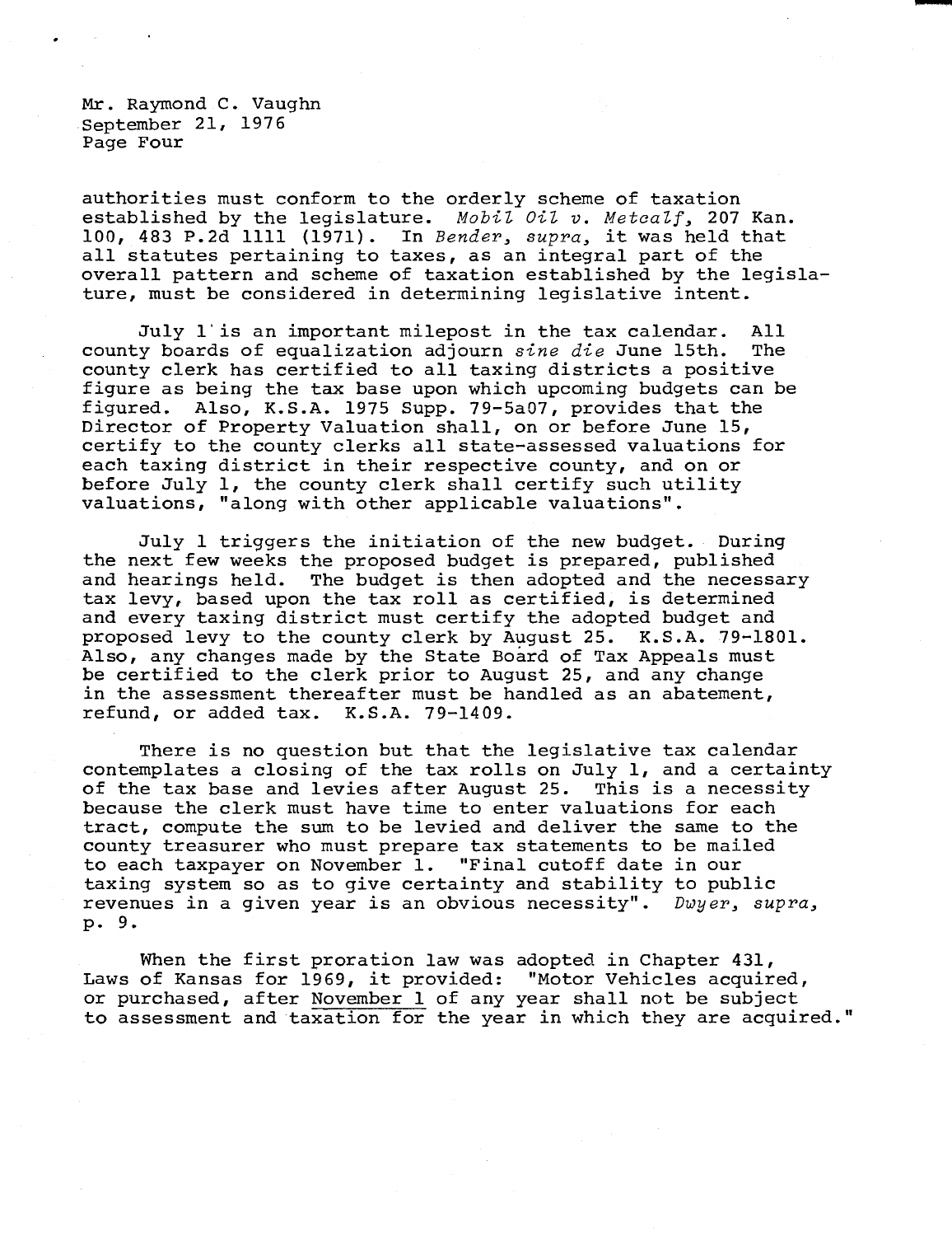authorities must conform to the orderly scheme of taxation established by the legislature. *Mobil Oil v. Metcalf*, 207 Kan. 100, 483 P.2d 1111 (1971). In *Bender, supra*, it was held that all statutes pertaining to taxes, as an integral part of the overall pattern and scheme of taxation established by the legislature, must be considered in determining legislative intent.

July 1 is an important milepost in the tax calendar. All county boards of equalization adjourn *sine die* June 15th. The county clerk has certified to all taxing districts a positive figure as being the tax base upon which upcoming budgets can be figured. Also, K.S.A. 1975 Supp. 79-5a07, provides that the Director of Property Valuation shall, on or before June 15, certify to the county clerks all state-assessed valuations for each taxing district in their respective county, and on or before July 1, the county clerk shall certify such utility valuations, "along with other applicable valuations".

July 1 triggers the initiation of the new budget. During the next few weeks the proposed budget is prepared, published and hearings held. The budget is then adopted and the necessary tax levy, based upon the tax roll as certified, is determined and every taxing district must certify the adopted budget and proposed levy to the county clerk by August 25. K.S.A. 79-1801. Also, any changes made by the State Board of Tax Appeals must be certified to the clerk prior to August 25, and any change in the assessment thereafter must be handled as an abatement, refund, or added tax. K.S.A. 79-1409.

There is no question but that the legislative tax calendar contemplates a closing of the tax rolls on July 1, and a certainty of the tax base and levies after August 25. This is a necessity because the clerk must have time to enter valuations for each tract, compute the sum to be levied and deliver the same to the county treasurer who must prepare tax statements to be mailed to each taxpayer on November 1. "Final cutoff date in our taxing system so as to give certainty and stability to public revenues in a given year is an obvious necessity". *Dwyer, supra*, p. 9.

When the first proration law was adopted in Chapter 431, Laws of Kansas for 1969, it provided: "Motor Vehicles acquired, or purchased, after <u>November 1</u> of any year shall not be subject to assessment and taxation for the year in which they are acquired."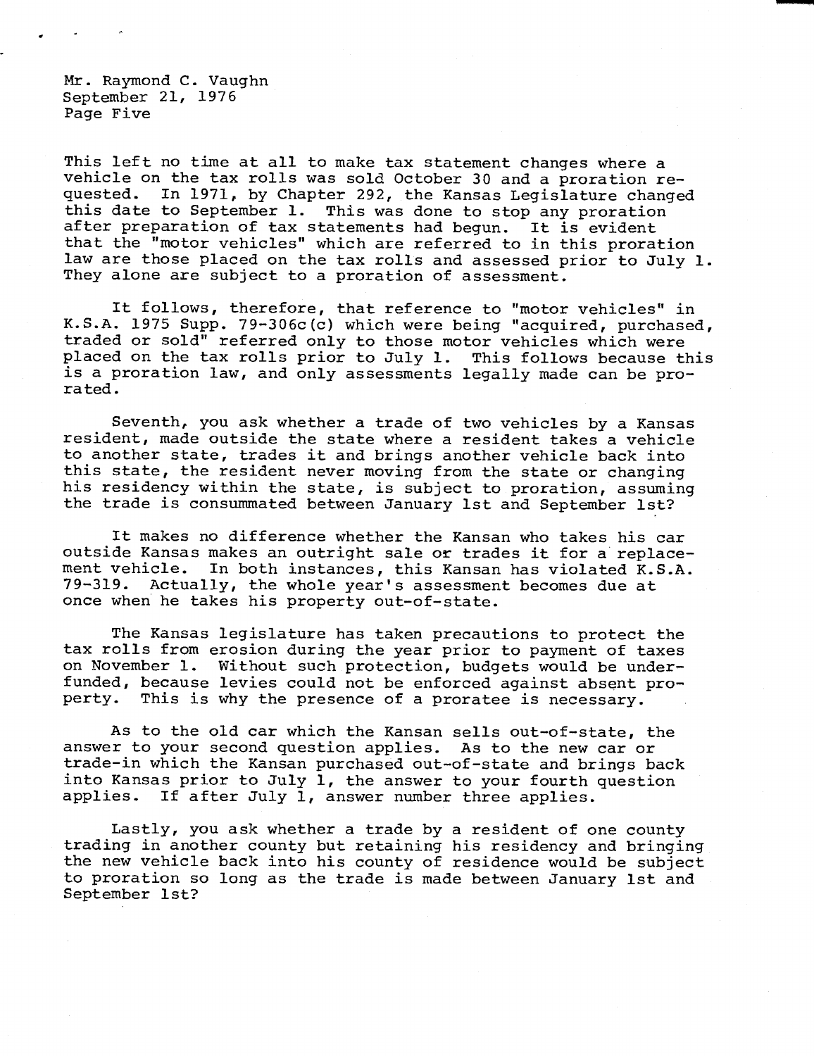This left no time at all to make tax statement changes where a vehicle on the tax rolls was sold October 30 and a proration requested. In 1971, by Chapter 292, the Kansas Legislature changed this date to September 1. This was done to stop any proration after preparation of tax statements had begun. It is evident that the "motor vehicles" which are referred to in this proration law are those placed on the tax rolls and assessed prior to July 1. They alone are subject to a proration of assessment.

It follows, therefore, that reference to "motor vehicles" in K.S.A. 1975 Supp. 79-306c(c) which were being "acquired, purchased, traded or sold" referred only to those motor vehicles which were placed on the tax rolls prior to July 1. This follows because this is a proration law, and only assessments legally made can be prorated.

Seventh, you ask whether a trade of two vehicles by a Kansas resident, made outside the state where a resident takes a vehicle to another state, trades it and brings another vehicle back into this state, the resident never moving from the state or changing his residency within the state, is subject to proration, assuming the trade is consummated between January 1st and September 1st?

It makes no difference whether the Kansan who takes his car outside Kansas makes an outright sale or trades it for a replacement vehicle. In both instances, this Kansan has violated K.S.A. 79-319. Actually, the whole year's assessment becomes due at once when he takes his property out-of-state.

The Kansas legislature has taken precautions to protect the tax rolls from erosion during the year prior to payment of taxes on November 1. Without such protection, budgets would be underfunded, because levies could not be enforced against absent property. This is why the presence of a proratee is necessary.

As to the old car which the Kansan sells out-of-state, the answer to your second question applies. As to the new car or trade-in which the Kansan purchased out-of-state and brings back into Kansas prior to July 1, the answer to your fourth question applies. If after July 1, answer number three applies.

Lastly, you ask whether a trade by a resident of one county trading in another county but retaining his residency and bringing the new vehicle back into his county of residence would be subject to proration so long as the trade is made between January 1st and September 1st?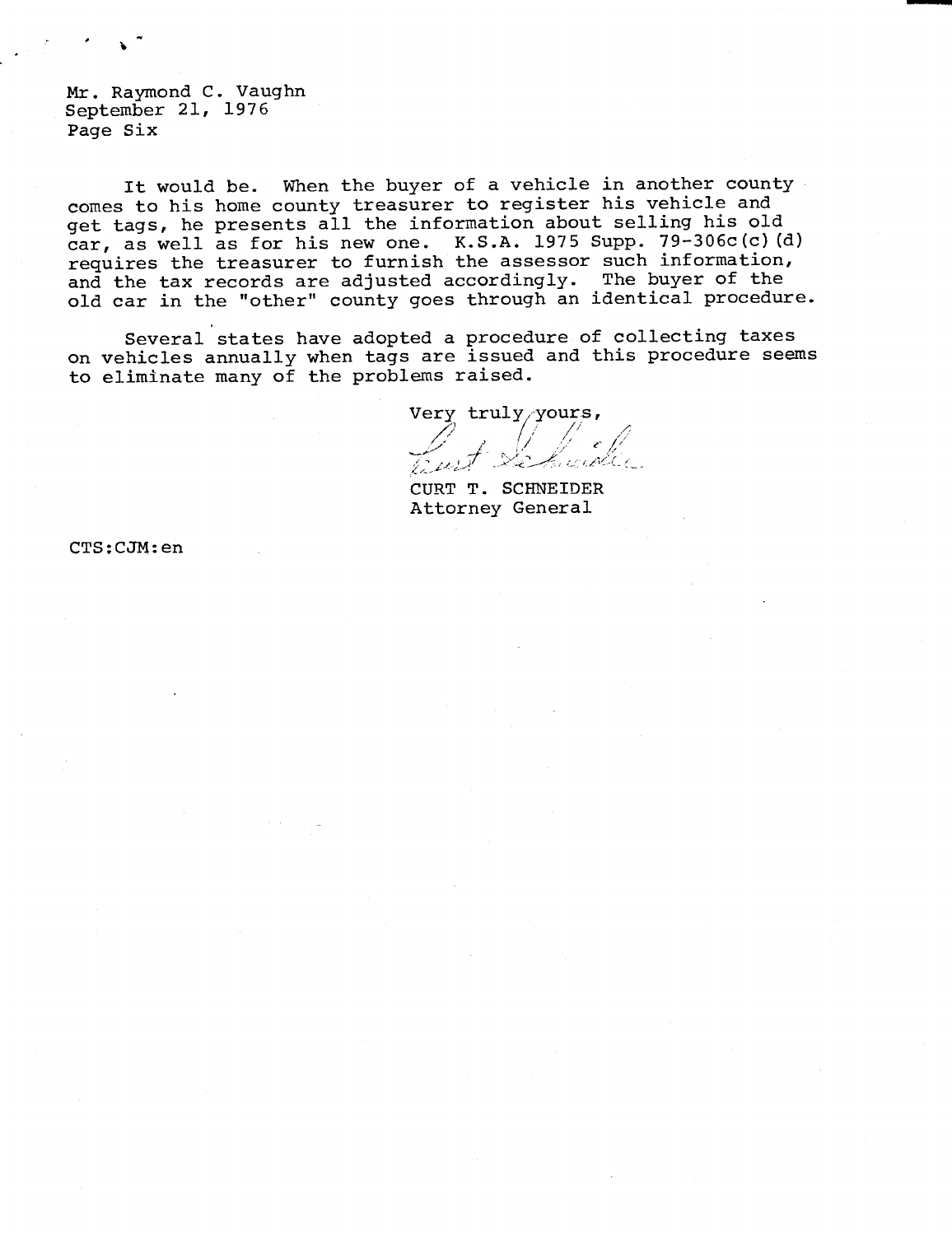It would be. When the buyer of a vehicle in another county comes to his home county treasurer to register his vehicle and get tags, he presents all the information about selling his old car, as well as for his new one. K.S.A. 1975 Supp. 79-306c(c)(d) requires the treasurer to furnish the assessor such information, and the tax records are adjusted accordingly. The buyer of the old car in the "other" county goes through an identical procedure.

Several states have adopted a procedure of collecting taxes on vehicles annually when tags are issued and this procedure seems to eliminate many of the problems raised.

Very truly yours,

CURT T. SCHNEIDER
Attorney General

CTS:CJM:en